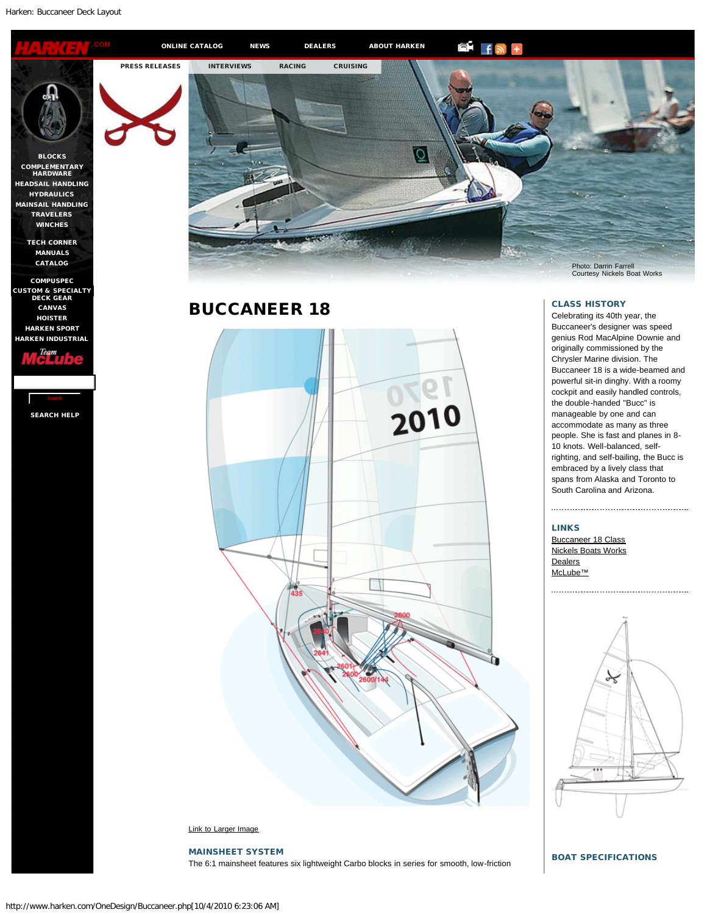Harken: Buccaneer Deck Layout

ONLINE CATALOG NEWS DEALERS ABOUT HARKEN

PRESS RELEASES INTERVIEWS RACING CRUISING

BLOCKS
COMPLEMENTARY HARDWARE
HEADSAIL HANDLING
HYDRAULICS
MAINSAIL HANDLING
TRAVELERS
WINCHES

TECH CORNER
MANUALS
CATALOG

COMPUSPEC
CUSTOM & SPECIALTY DECK GEAR
CANVAS
HOISTER
HARKEN SPORT
HARKEN INDUSTRIAL

SEARCH HELP

Photo: Darrin Farrell
Courtesy Nickels Boat Works

# BUCCANEER 18

Link to Larger Image

### MAINSHEET SYSTEM

The 6:1 mainsheet features six lightweight Carbo blocks in series for smooth, low-friction

### CLASS HISTORY

Celebrating its 40th year, the Buccaneer's designer was speed genius Rod MacAlpine Downie and originally commissioned by the Chrysler Marine division. The Buccaneer 18 is a wide-beamed and powerful sit-in dinghy. With a roomy cockpit and easily handled controls, the double-handed "Bucc" is manageable by one and can accommodate as many as three people. She is fast and planes in 8-10 knots. Well-balanced, self-righting, and self-bailing, the Bucc is embraced by a lively class that spans from Alaska and Toronto to South Carolina and Arizona.

### LINKS

Buccaneer 18 Class
Nickels Boats Works
Dealers
McLube™

### BOAT SPECIFICATIONS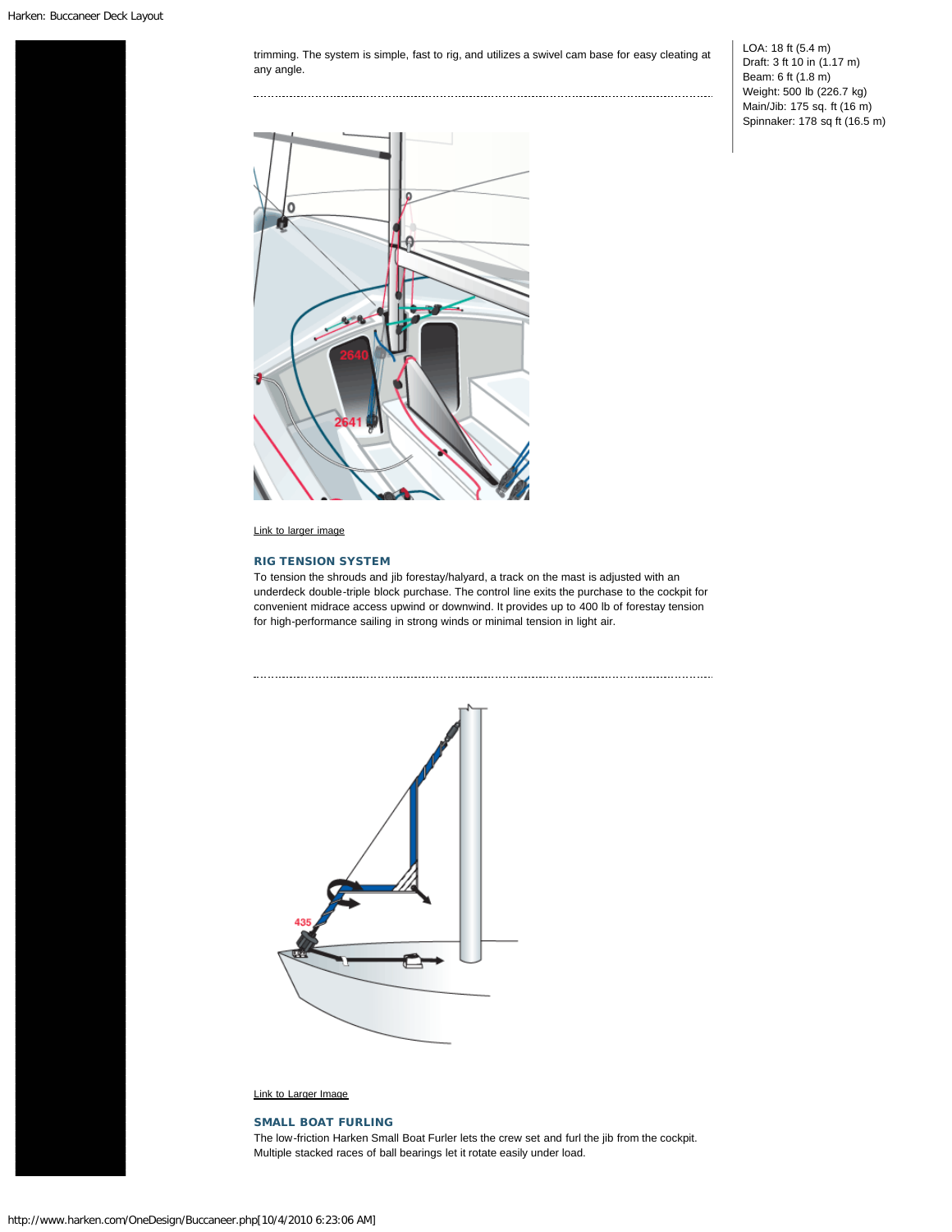trimming. The system is simple, fast to rig, and utilizes a swivel cam base for easy cleating at any angle.

LOA: 18 ft (5.4 m)
Draft: 3 ft 10 in (1.17 m)
Beam: 6 ft (1.8 m)
Weight: 500 lb (226.7 kg)
Main/Jib: 175 sq. ft (16 m)
Spinnaker: 178 sq ft (16.5 m)

Link to larger image

### RIG TENSION SYSTEM

To tension the shrouds and jib forestay/halyard, a track on the mast is adjusted with an underdeck double-triple block purchase. The control line exits the purchase to the cockpit for convenient midrace access upwind or downwind. It provides up to 400 lb of forestay tension for high-performance sailing in strong winds or minimal tension in light air.

Link to Larger Image

### SMALL BOAT FURLING

The low-friction Harken Small Boat Furler lets the crew set and furl the jib from the cockpit. Multiple stacked races of ball bearings let it rotate easily under load.